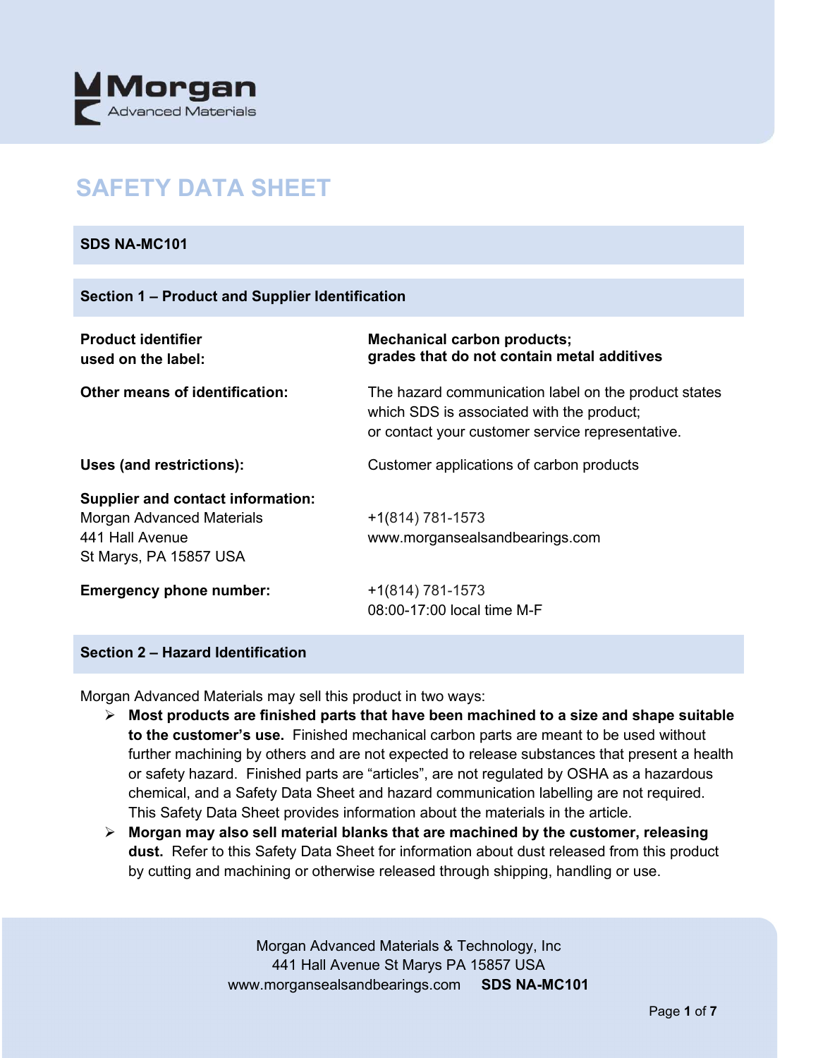Morgan Advanced Materials

# SAFETY DATA SHEET

**SDS NA-MC101**

## Section 1 – Product and Supplier Identification

| | |
|---|---|
| **Product identifier used on the label:** | **Mechanical carbon products; grades that do not contain metal additives** |
| **Other means of identification:** | The hazard communication label on the product states which SDS is associated with the product; or contact your customer service representative. |
| **Uses (and restrictions):** | Customer applications of carbon products |
| **Supplier and contact information:** Morgan Advanced Materials 441 Hall Avenue St Marys, PA 15857 USA | +1(814) 781-1573 www.morgansealsandbearings.com |
| **Emergency phone number:** | +1(814) 781-1573 08:00-17:00 local time M-F |

## Section 2 – Hazard Identification

Morgan Advanced Materials may sell this product in two ways:

- **Most products are finished parts that have been machined to a size and shape suitable to the customer's use.** Finished mechanical carbon parts are meant to be used without further machining by others and are not expected to release substances that present a health or safety hazard. Finished parts are "articles", are not regulated by OSHA as a hazardous chemical, and a Safety Data Sheet and hazard communication labelling are not required. This Safety Data Sheet provides information about the materials in the article.
- **Morgan may also sell material blanks that are machined by the customer, releasing dust.** Refer to this Safety Data Sheet for information about dust released from this product by cutting and machining or otherwise released through shipping, handling or use.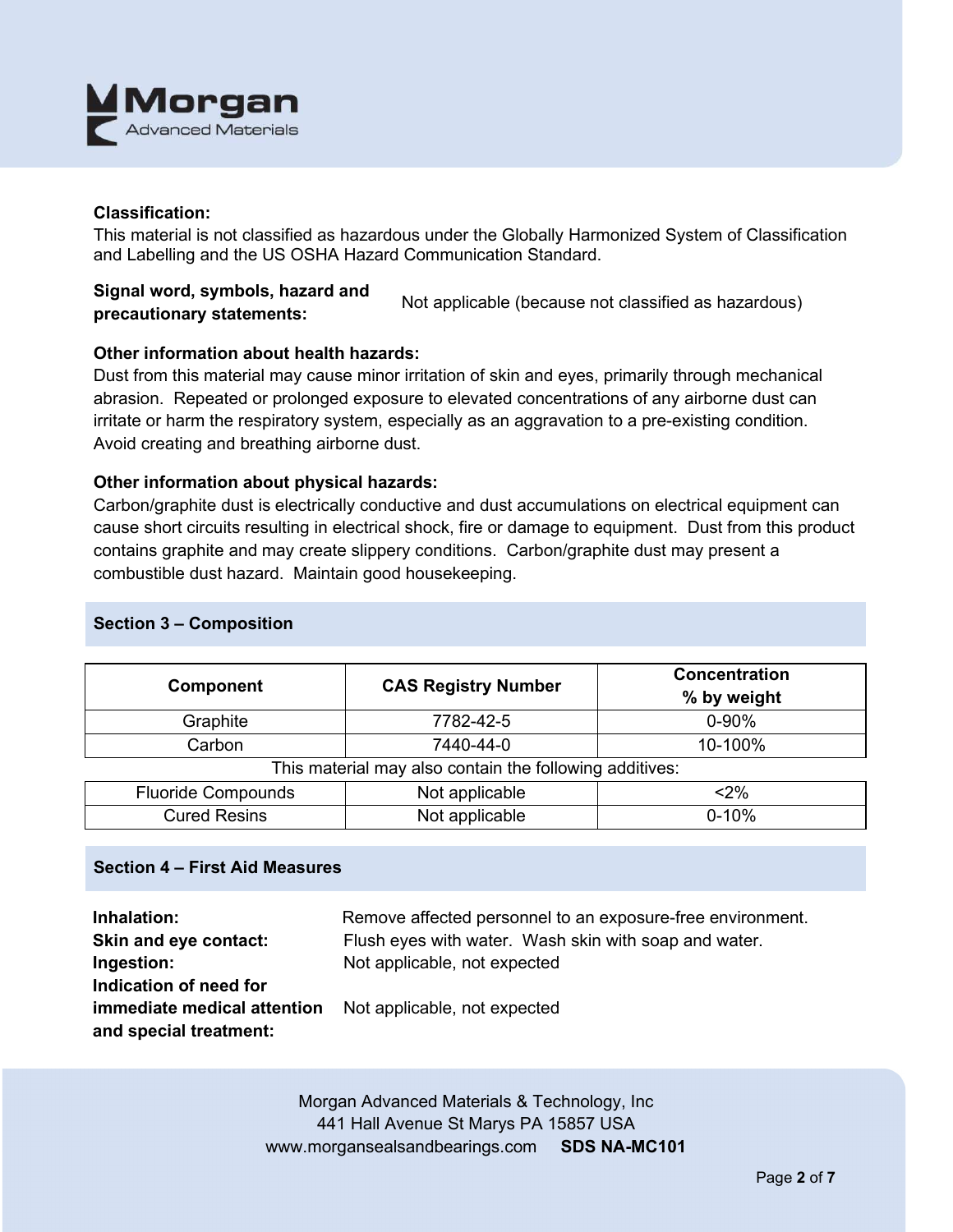**Classification:**
This material is not classified as hazardous under the Globally Harmonized System of Classification and Labelling and the US OSHA Hazard Communication Standard.

**Signal word, symbols, hazard and precautionary statements:** Not applicable (because not classified as hazardous)

**Other information about health hazards:**
Dust from this material may cause minor irritation of skin and eyes, primarily through mechanical abrasion. Repeated or prolonged exposure to elevated concentrations of any airborne dust can irritate or harm the respiratory system, especially as an aggravation to a pre-existing condition. Avoid creating and breathing airborne dust.

**Other information about physical hazards:**
Carbon/graphite dust is electrically conductive and dust accumulations on electrical equipment can cause short circuits resulting in electrical shock, fire or damage to equipment. Dust from this product contains graphite and may create slippery conditions. Carbon/graphite dust may present a combustible dust hazard. Maintain good housekeeping.

## Section 3 – Composition

| Component | CAS Registry Number | Concentration % by weight |
|---|---|---|
| Graphite | 7782-42-5 | 0-90% |
| Carbon | 7440-44-0 | 10-100% |
| This material may also contain the following additives: | | |
| Fluoride Compounds | Not applicable | <2% |
| Cured Resins | Not applicable | 0-10% |

## Section 4 – First Aid Measures

**Inhalation:** Remove affected personnel to an exposure-free environment.

**Skin and eye contact:** Flush eyes with water. Wash skin with soap and water.

**Ingestion:** Not applicable, not expected

**Indication of need for immediate medical attention and special treatment:** Not applicable, not expected

Morgan Advanced Materials & Technology, Inc
441 Hall Avenue St Marys PA 15857 USA
www.morgansealsandbearings.com **SDS NA-MC101**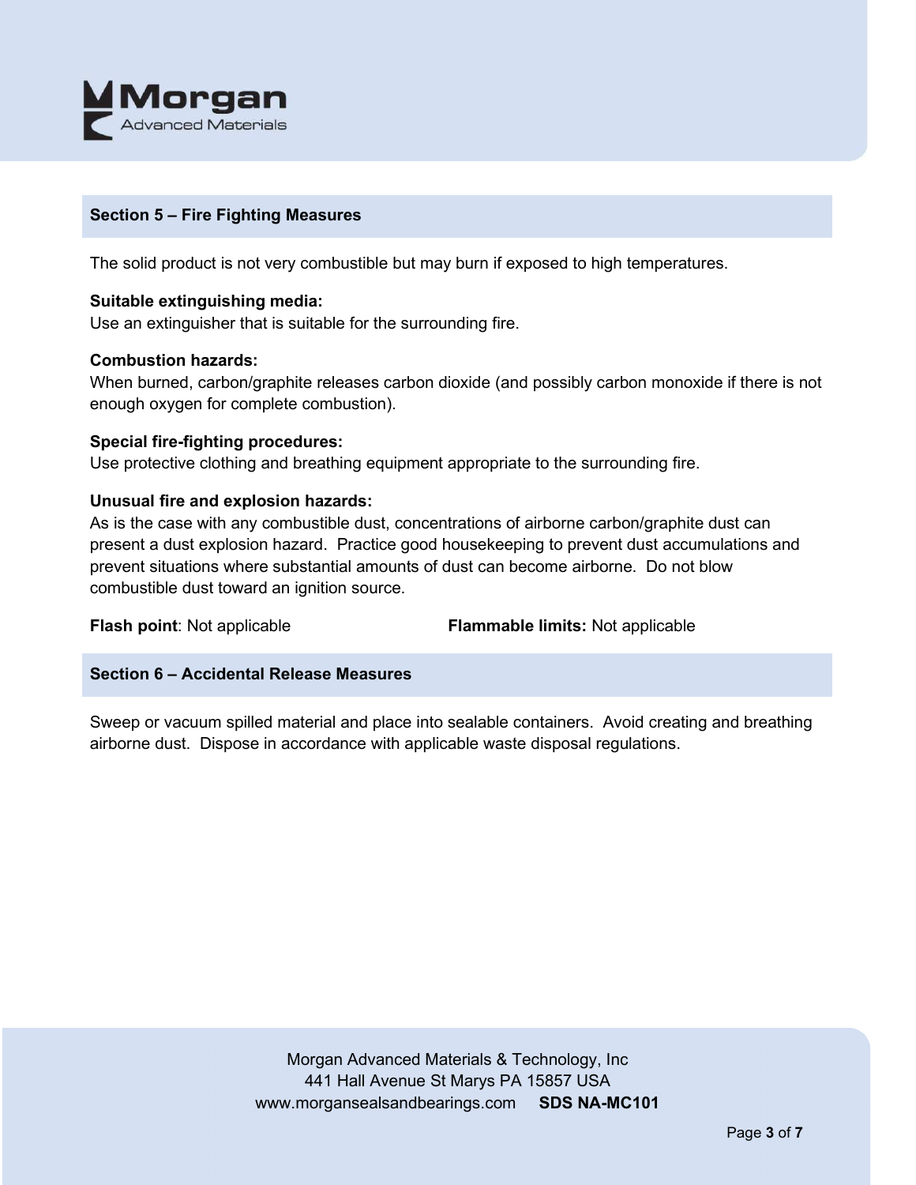## Section 5 – Fire Fighting Measures

The solid product is not very combustible but may burn if exposed to high temperatures.

**Suitable extinguishing media:**
Use an extinguisher that is suitable for the surrounding fire.

**Combustion hazards:**
When burned, carbon/graphite releases carbon dioxide (and possibly carbon monoxide if there is not enough oxygen for complete combustion).

**Special fire-fighting procedures:**
Use protective clothing and breathing equipment appropriate to the surrounding fire.

**Unusual fire and explosion hazards:**
As is the case with any combustible dust, concentrations of airborne carbon/graphite dust can present a dust explosion hazard. Practice good housekeeping to prevent dust accumulations and prevent situations where substantial amounts of dust can become airborne. Do not blow combustible dust toward an ignition source.

**Flash point**: Not applicable

**Flammable limits:** Not applicable

## Section 6 – Accidental Release Measures

Sweep or vacuum spilled material and place into sealable containers. Avoid creating and breathing airborne dust. Dispose in accordance with applicable waste disposal regulations.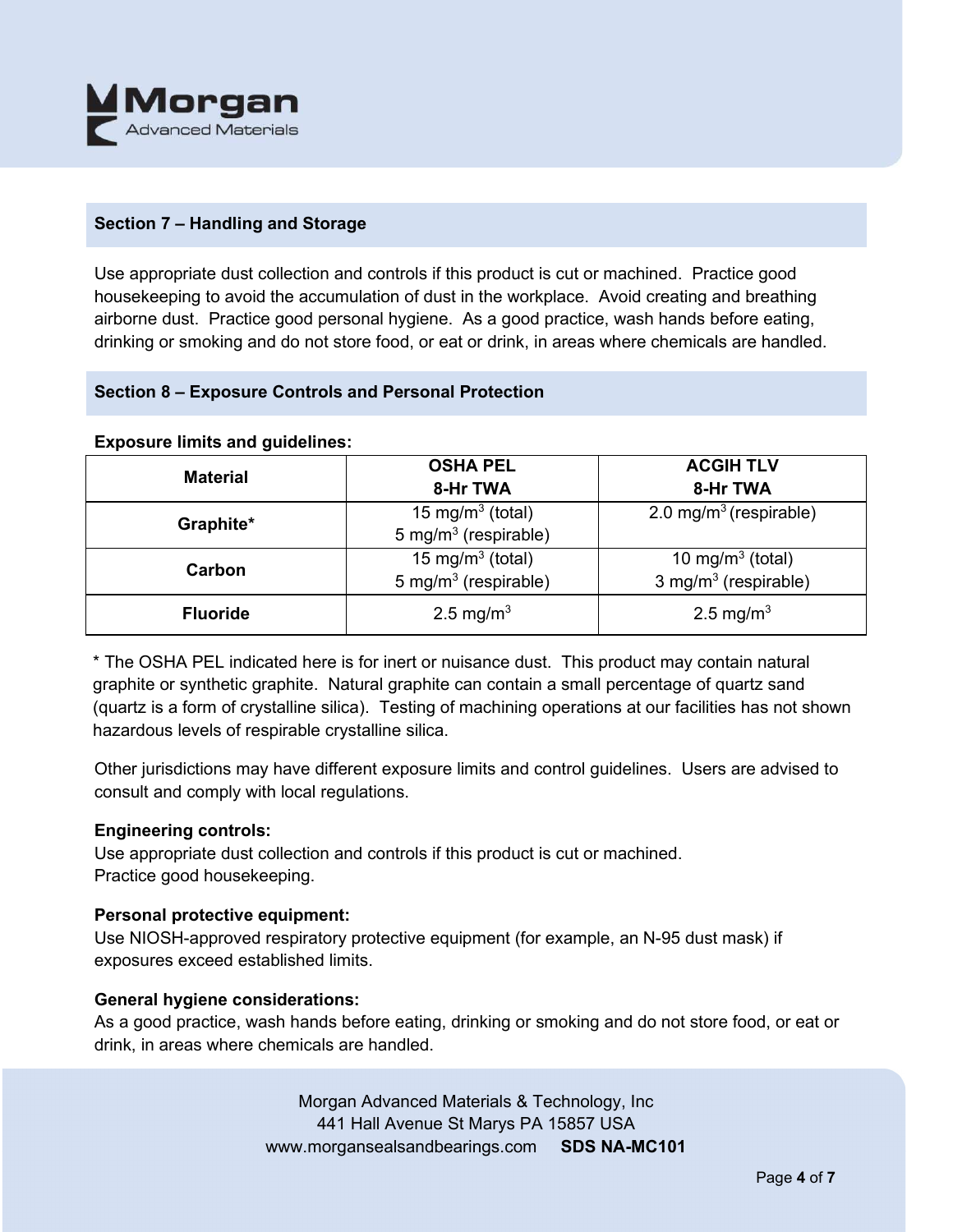## Section 7 – Handling and Storage

Use appropriate dust collection and controls if this product is cut or machined. Practice good housekeeping to avoid the accumulation of dust in the workplace. Avoid creating and breathing airborne dust. Practice good personal hygiene. As a good practice, wash hands before eating, drinking or smoking and do not store food, or eat or drink, in areas where chemicals are handled.

## Section 8 – Exposure Controls and Personal Protection

**Exposure limits and guidelines:**

| Material | OSHA PEL 8-Hr TWA | ACGIH TLV 8-Hr TWA |
|---|---|---|
| **Graphite*** | 15 mg/m$^3$ (total)<br>5 mg/m$^3$ (respirable) | 2.0 mg/m$^3$ (respirable) |
| **Carbon** | 15 mg/m$^3$ (total)<br>5 mg/m$^3$ (respirable) | 10 mg/m$^3$ (total)<br>3 mg/m$^3$ (respirable) |
| **Fluoride** | 2.5 mg/m$^3$ | 2.5 mg/m$^3$ |

* The OSHA PEL indicated here is for inert or nuisance dust. This product may contain natural graphite or synthetic graphite. Natural graphite can contain a small percentage of quartz sand (quartz is a form of crystalline silica). Testing of machining operations at our facilities has not shown hazardous levels of respirable crystalline silica.

Other jurisdictions may have different exposure limits and control guidelines. Users are advised to consult and comply with local regulations.

**Engineering controls:**
Use appropriate dust collection and controls if this product is cut or machined.
Practice good housekeeping.

**Personal protective equipment:**
Use NIOSH-approved respiratory protective equipment (for example, an N-95 dust mask) if exposures exceed established limits.

**General hygiene considerations:**
As a good practice, wash hands before eating, drinking or smoking and do not store food, or eat or drink, in areas where chemicals are handled.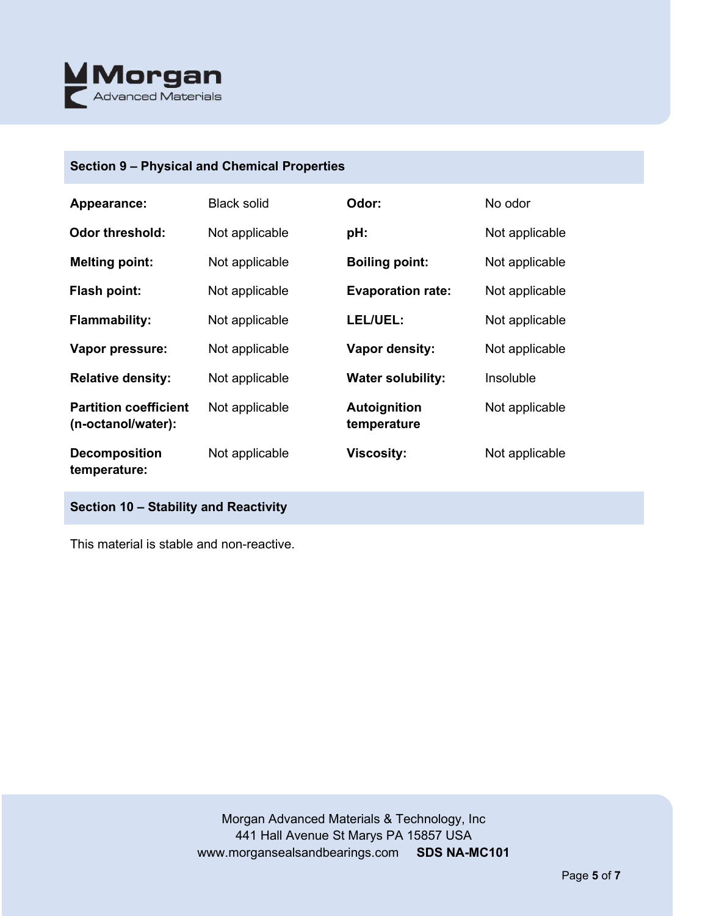## Section 9 – Physical and Chemical Properties

| Property | Value | Property | Value |
|---|---|---|---|
| **Appearance:** | Black solid | **Odor:** | No odor |
| **Odor threshold:** | Not applicable | **pH:** | Not applicable |
| **Melting point:** | Not applicable | **Boiling point:** | Not applicable |
| **Flash point:** | Not applicable | **Evaporation rate:** | Not applicable |
| **Flammability:** | Not applicable | **LEL/UEL:** | Not applicable |
| **Vapor pressure:** | Not applicable | **Vapor density:** | Not applicable |
| **Relative density:** | Not applicable | **Water solubility:** | Insoluble |
| **Partition coefficient (n-octanol/water):** | Not applicable | **Autoignition temperature** | Not applicable |
| **Decomposition temperature:** | Not applicable | **Viscosity:** | Not applicable |

## Section 10 – Stability and Reactivity

This material is stable and non-reactive.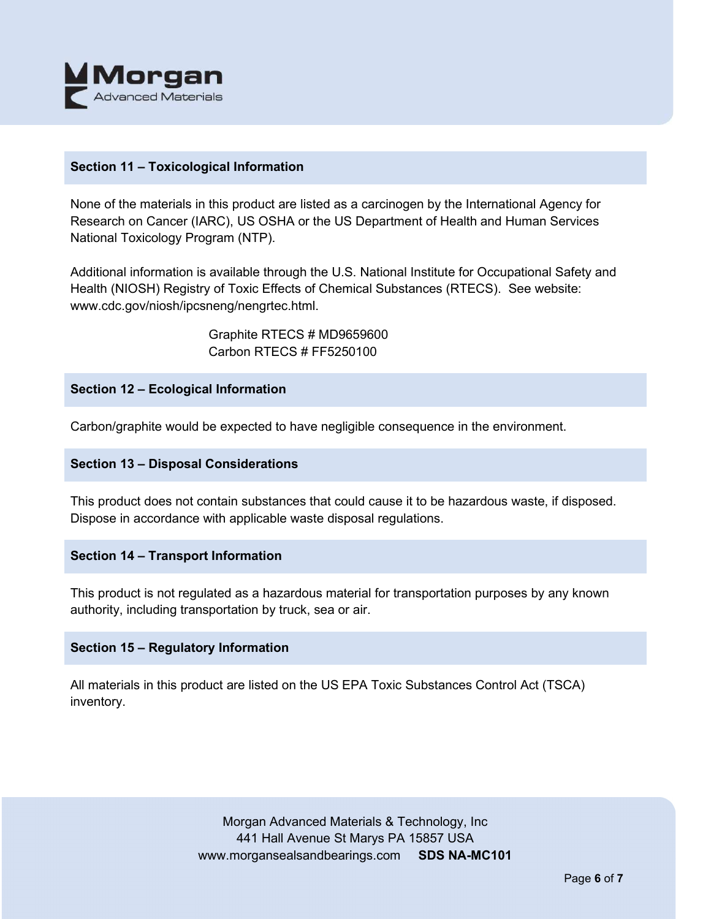## Section 11 – Toxicological Information

None of the materials in this product are listed as a carcinogen by the International Agency for Research on Cancer (IARC), US OSHA or the US Department of Health and Human Services National Toxicology Program (NTP).

Additional information is available through the U.S. National Institute for Occupational Safety and Health (NIOSH) Registry of Toxic Effects of Chemical Substances (RTECS). See website: www.cdc.gov/niosh/ipcsneng/nengrtec.html.

Graphite RTECS # MD9659600
Carbon RTECS # FF5250100

## Section 12 – Ecological Information

Carbon/graphite would be expected to have negligible consequence in the environment.

## Section 13 – Disposal Considerations

This product does not contain substances that could cause it to be hazardous waste, if disposed. Dispose in accordance with applicable waste disposal regulations.

## Section 14 – Transport Information

This product is not regulated as a hazardous material for transportation purposes by any known authority, including transportation by truck, sea or air.

## Section 15 – Regulatory Information

All materials in this product are listed on the US EPA Toxic Substances Control Act (TSCA) inventory.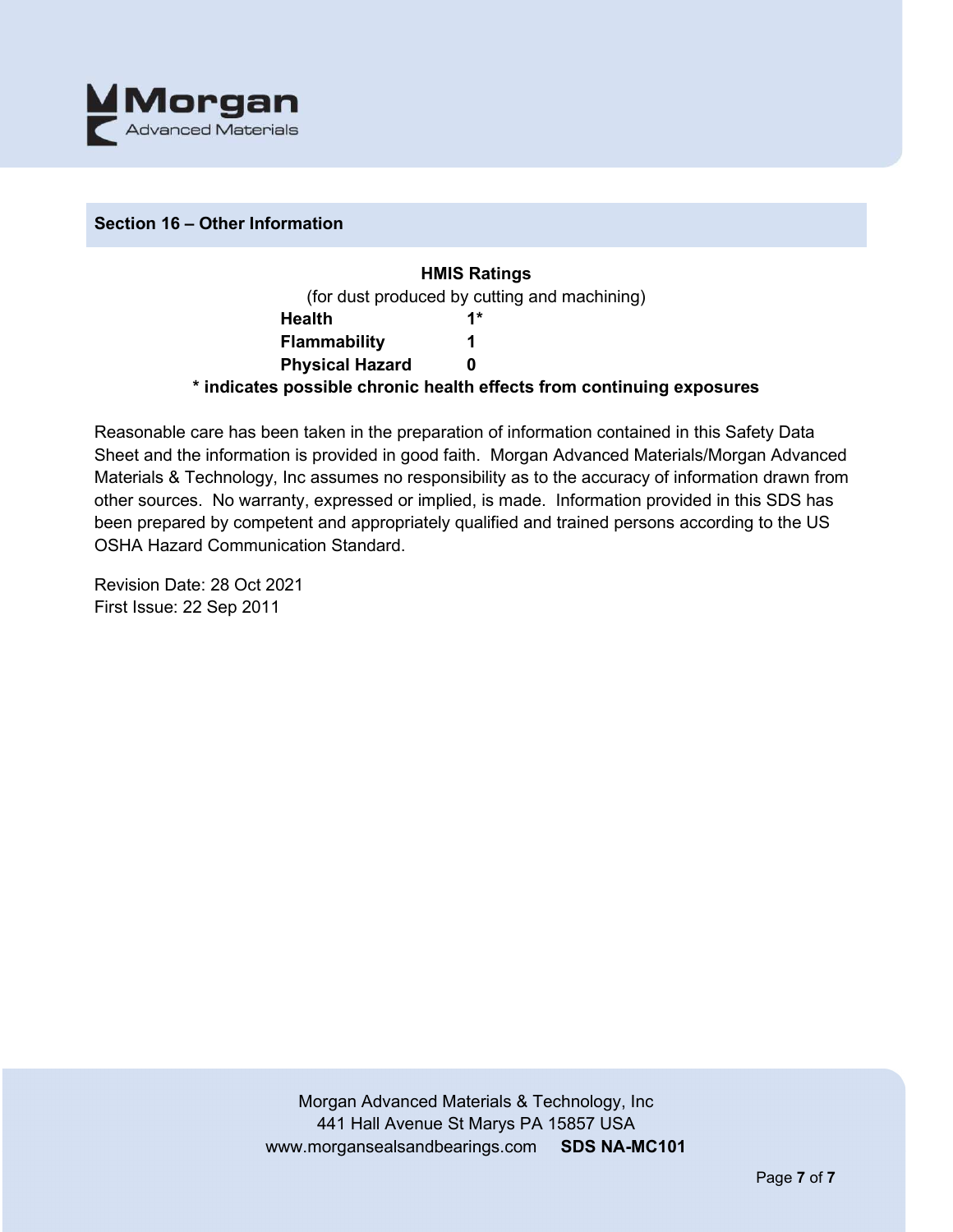## Section 16 – Other Information

**HMIS Ratings**

(for dust produced by cutting and machining)

| | |
|---|---|
| **Health** | **1*** |
| **Flammability** | **1** |
| **Physical Hazard** | **0** |

**\* indicates possible chronic health effects from continuing exposures**

Reasonable care has been taken in the preparation of information contained in this Safety Data Sheet and the information is provided in good faith. Morgan Advanced Materials/Morgan Advanced Materials & Technology, Inc assumes no responsibility as to the accuracy of information drawn from other sources. No warranty, expressed or implied, is made. Information provided in this SDS has been prepared by competent and appropriately qualified and trained persons according to the US OSHA Hazard Communication Standard.

Revision Date: 28 Oct 2021
First Issue: 22 Sep 2011

Morgan Advanced Materials & Technology, Inc
441 Hall Avenue St Marys PA 15857 USA
www.morgansealsandbearings.com **SDS NA-MC101**